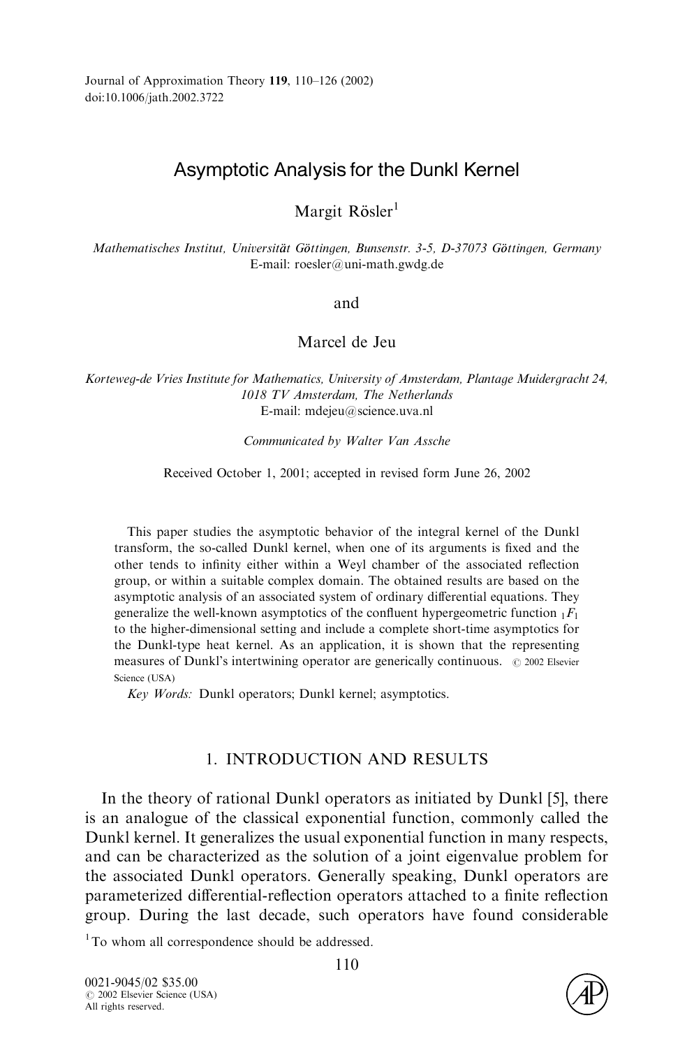# Asymptotic Analysis for the Dunkl Kernel

Margit Rösler[1]

*Mathematisches Institut, Universität Göttingen, Bunsenstr. 3-5, D-37073 Göttingen, Germany*
E-mail: roesler@uni-math.gwdg.de

and

Marcel de Jeu

*Korteweg-de Vries Institute for Mathematics, University of Amsterdam, Plantage Muidergracht 24, 1018 TV Amsterdam, The Netherlands*
E-mail: mdejeu@science.uva.nl

*Communicated by Walter Van Assche*

Received October 1, 2001; accepted in revised form June 26, 2002

This paper studies the asymptotic behavior of the integral kernel of the Dunkl transform, the so-called Dunkl kernel, when one of its arguments is fixed and the other tends to infinity either within a Weyl chamber of the associated reflection group, or within a suitable complex domain. The obtained results are based on the asymptotic analysis of an associated system of ordinary differential equations. They generalize the well-known asymptotics of the confluent hypergeometric function ${}_1F_1$ to the higher-dimensional setting and include a complete short-time asymptotics for the Dunkl-type heat kernel. As an application, it is shown that the representing measures of Dunkl's intertwining operator are generically continuous. © 2002 Elsevier Science (USA)

*Key Words:* Dunkl operators; Dunkl kernel; asymptotics.

## 1. INTRODUCTION AND RESULTS

In the theory of rational Dunkl operators as initiated by Dunkl [5], there is an analogue of the classical exponential function, commonly called the Dunkl kernel. It generalizes the usual exponential function in many respects, and can be characterized as the solution of a joint eigenvalue problem for the associated Dunkl operators. Generally speaking, Dunkl operators are parameterized differential-reflection operators attached to a finite reflection group. During the last decade, such operators have found considerable

[1] To whom all correspondence should be addressed.

0021-9045/02 $35.00
© 2002 Elsevier Science (USA)
All rights reserved.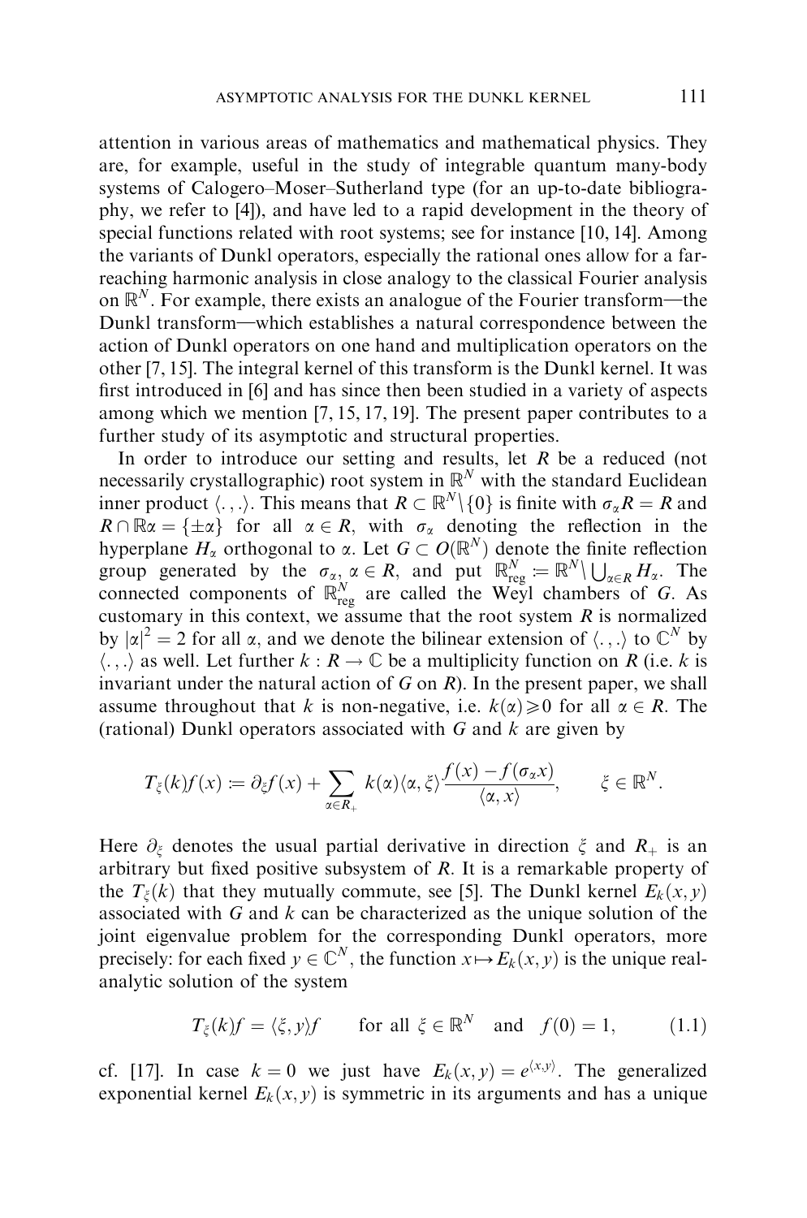attention in various areas of mathematics and mathematical physics. They are, for example, useful in the study of integrable quantum many-body systems of Calogero–Moser–Sutherland type (for an up-to-date bibliography, we refer to [4]), and have led to a rapid development in the theory of special functions related with root systems; see for instance [10, 14]. Among the variants of Dunkl operators, especially the rational ones allow for a far-reaching harmonic analysis in close analogy to the classical Fourier analysis on $\mathbb{R}^N$. For example, there exists an analogue of the Fourier transform—the Dunkl transform—which establishes a natural correspondence between the action of Dunkl operators on one hand and multiplication operators on the other [7, 15]. The integral kernel of this transform is the Dunkl kernel. It was first introduced in [6] and has since then been studied in a variety of aspects among which we mention [7, 15, 17, 19]. The present paper contributes to a further study of its asymptotic and structural properties.

In order to introduce our setting and results, let $R$ be a reduced (not necessarily crystallographic) root system in $\mathbb{R}^N$ with the standard Euclidean inner product $\langle .,. \rangle$. This means that $R \subset \mathbb{R}^N \setminus \{0\}$ is finite with $\sigma_\alpha R = R$ and $R \cap \mathbb{R}\alpha = \{\pm\alpha\}$ for all $\alpha \in R$, with $\sigma_\alpha$ denoting the reflection in the hyperplane $H_\alpha$ orthogonal to $\alpha$. Let $G \subset O(\mathbb{R}^N)$ denote the finite reflection group generated by the $\sigma_\alpha$, $\alpha \in R$, and put $\mathbb{R}^N_{\text{reg}} := \mathbb{R}^N \setminus \bigcup_{\alpha \in R} H_\alpha$. The connected components of $\mathbb{R}^N_{\text{reg}}$ are called the Weyl chambers of $G$. As customary in this context, we assume that the root system $R$ is normalized by $|\alpha|^2 = 2$ for all $\alpha$, and we denote the bilinear extension of $\langle .,. \rangle$ to $\mathbb{C}^N$ by $\langle .,. \rangle$ as well. Let further $k : R \to \mathbb{C}$ be a multiplicity function on $R$ (i.e. $k$ is invariant under the natural action of $G$ on $R$). In the present paper, we shall assume throughout that $k$ is non-negative, i.e. $k(\alpha) \geq 0$ for all $\alpha \in R$. The (rational) Dunkl operators associated with $G$ and $k$ are given by

$$T_\xi(k)f(x) := \partial_\xi f(x) + \sum_{\alpha \in R_+} k(\alpha)\langle \alpha, \xi \rangle \frac{f(x) - f(\sigma_\alpha x)}{\langle \alpha, x \rangle}, \qquad \xi \in \mathbb{R}^N.$$

Here $\partial_\xi$ denotes the usual partial derivative in direction $\xi$ and $R_+$ is an arbitrary but fixed positive subsystem of $R$. It is a remarkable property of the $T_\xi(k)$ that they mutually commute, see [5]. The Dunkl kernel $E_k(x, y)$ associated with $G$ and $k$ can be characterized as the unique solution of the joint eigenvalue problem for the corresponding Dunkl operators, more precisely: for each fixed $y \in \mathbb{C}^N$, the function $x \mapsto E_k(x, y)$ is the unique real-analytic solution of the system

$$T_\xi(k)f = \langle \xi, y \rangle f \qquad \text{for all } \xi \in \mathbb{R}^N \quad \text{and} \quad f(0) = 1, \tag{1.1}$$

cf. [17]. In case $k = 0$ we just have $E_k(x, y) = e^{\langle x, y \rangle}$. The generalized exponential kernel $E_k(x, y)$ is symmetric in its arguments and has a unique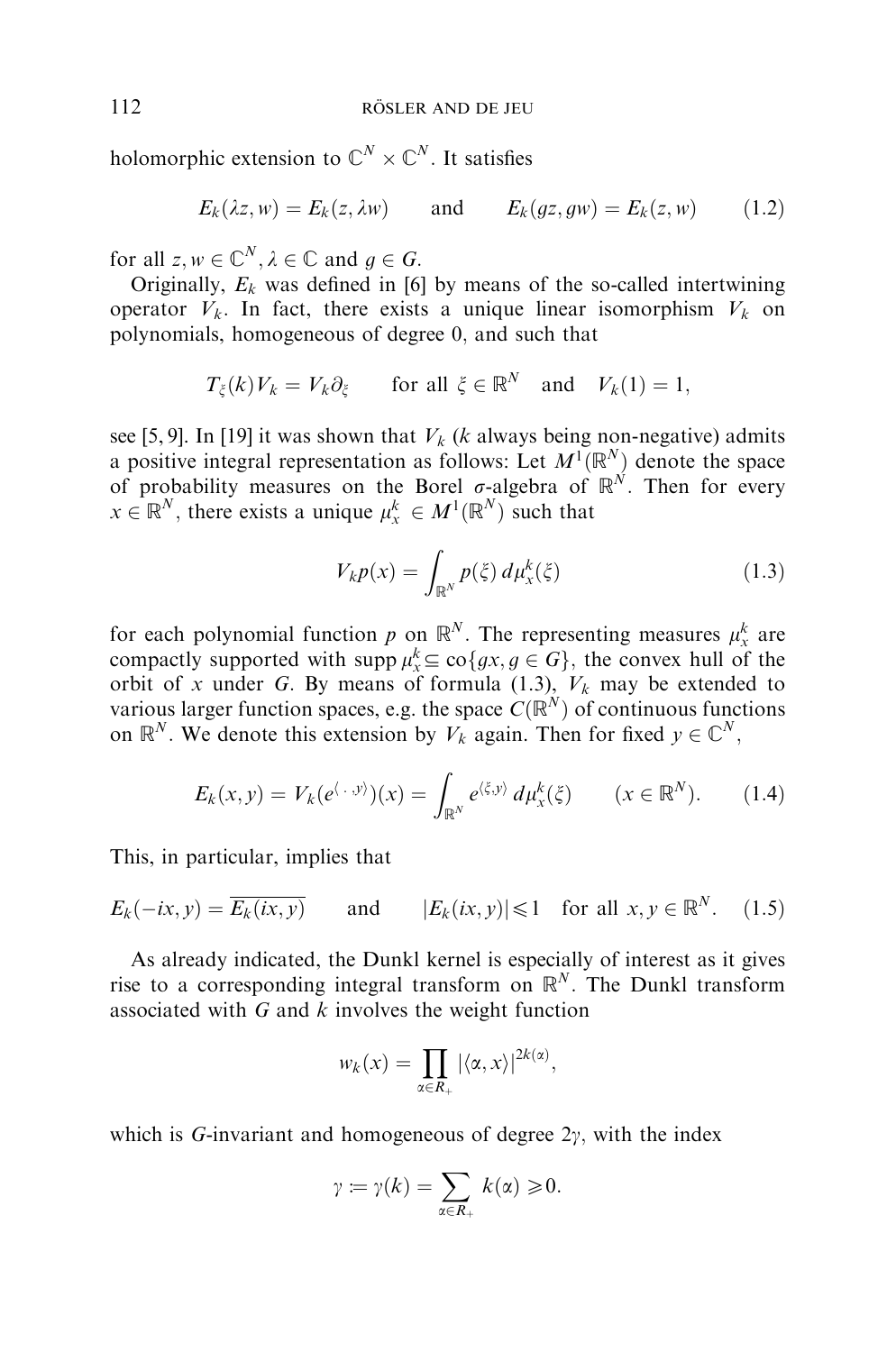holomorphic extension to $\mathbb{C}^N \times \mathbb{C}^N$. It satisfies

$$E_k(\lambda z, w) = E_k(z, \lambda w) \qquad \text{and} \qquad E_k(gz, gw) = E_k(z, w) \tag{1.2}$$

for all $z, w \in \mathbb{C}^N$, $\lambda \in \mathbb{C}$ and $g \in G$.

Originally, $E_k$ was defined in [6] by means of the so-called intertwining operator $V_k$. In fact, there exists a unique linear isomorphism $V_k$ on polynomials, homogeneous of degree 0, and such that

$$T_\xi(k)V_k = V_k \partial_\xi \qquad \text{for all } \xi \in \mathbb{R}^N \quad \text{and} \quad V_k(1) = 1,$$

see [5, 9]. In [19] it was shown that $V_k$ ($k$ always being non-negative) admits a positive integral representation as follows: Let $M^1(\mathbb{R}^N)$ denote the space of probability measures on the Borel $\sigma$-algebra of $\mathbb{R}^N$. Then for every $x \in \mathbb{R}^N$, there exists a unique $\mu_x^k \in M^1(\mathbb{R}^N)$ such that

$$V_k p(x) = \int_{\mathbb{R}^N} p(\xi)\, d\mu_x^k(\xi) \tag{1.3}$$

for each polynomial function $p$ on $\mathbb{R}^N$. The representing measures $\mu_x^k$ are compactly supported with $\operatorname{supp} \mu_x^k \subseteq \operatorname{co}\{gx, g \in G\}$, the convex hull of the orbit of $x$ under $G$. By means of formula (1.3), $V_k$ may be extended to various larger function spaces, e.g. the space $C(\mathbb{R}^N)$ of continuous functions on $\mathbb{R}^N$. We denote this extension by $V_k$ again. Then for fixed $y \in \mathbb{C}^N$,

$$E_k(x, y) = V_k(e^{\langle \cdot\, , y \rangle})(x) = \int_{\mathbb{R}^N} e^{\langle \xi, y \rangle}\, d\mu_x^k(\xi) \qquad (x \in \mathbb{R}^N). \tag{1.4}$$

This, in particular, implies that

$$E_k(-ix, y) = \overline{E_k(ix, y)} \qquad \text{and} \qquad |E_k(ix, y)| \leqslant 1 \quad \text{for all } x, y \in \mathbb{R}^N. \tag{1.5}$$

As already indicated, the Dunkl kernel is especially of interest as it gives rise to a corresponding integral transform on $\mathbb{R}^N$. The Dunkl transform associated with $G$ and $k$ involves the weight function

$$w_k(x) = \prod_{\alpha \in R_+} |\langle \alpha, x \rangle|^{2k(\alpha)},$$

which is $G$-invariant and homogeneous of degree $2\gamma$, with the index

$$\gamma := \gamma(k) = \sum_{\alpha \in R_+} k(\alpha) \geqslant 0.$$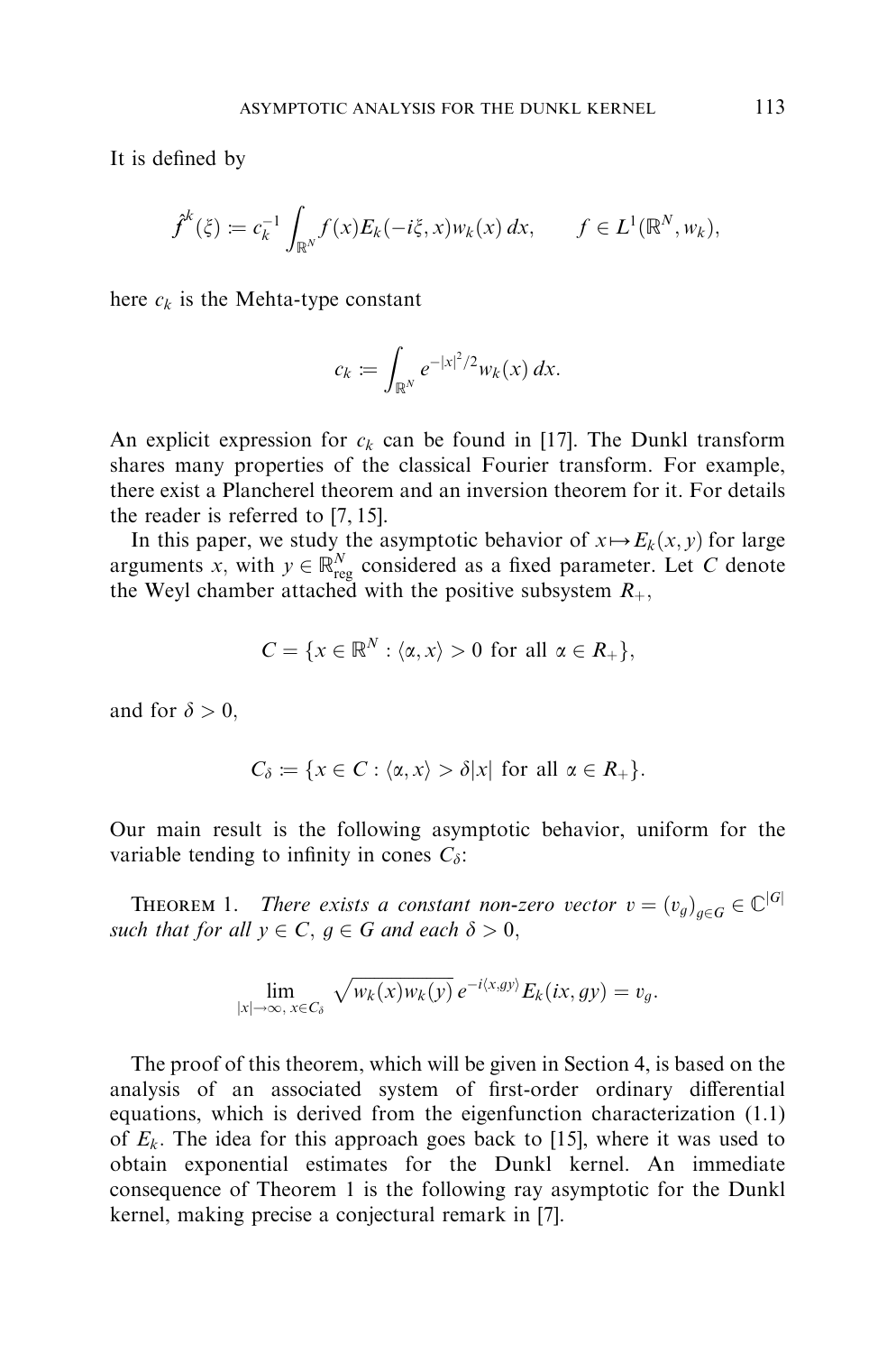It is defined by

$$\hat{f}^k(\xi) := c_k^{-1} \int_{\mathbb{R}^N} f(x) E_k(-i\xi, x) w_k(x)\, dx, \qquad f \in L^1(\mathbb{R}^N, w_k),$$

here $c_k$ is the Mehta-type constant

$$c_k := \int_{\mathbb{R}^N} e^{-|x|^2/2} w_k(x)\, dx.$$

An explicit expression for $c_k$ can be found in [17]. The Dunkl transform shares many properties of the classical Fourier transform. For example, there exist a Plancherel theorem and an inversion theorem for it. For details the reader is referred to [7, 15].

In this paper, we study the asymptotic behavior of $x \mapsto E_k(x, y)$ for large arguments $x$, with $y \in \mathbb{R}^N_{\text{reg}}$ considered as a fixed parameter. Let $C$ denote the Weyl chamber attached with the positive subsystem $R_+$,

$$C = \{x \in \mathbb{R}^N : \langle \alpha, x \rangle > 0 \text{ for all } \alpha \in R_+\},$$

and for $\delta > 0$,

$$C_\delta := \{x \in C : \langle \alpha, x \rangle > \delta |x| \text{ for all } \alpha \in R_+\}.$$

Our main result is the following asymptotic behavior, uniform for the variable tending to infinity in cones $C_\delta$:

Theorem 1. *There exists a constant non-zero vector $v = (v_g)_{g \in G} \in \mathbb{C}^{|G|}$ such that for all $y \in C$, $g \in G$ and each $\delta > 0$,*

$$\lim_{|x| \to \infty,\, x \in C_\delta} \sqrt{w_k(x) w_k(y)}\, e^{-i\langle x, gy \rangle} E_k(ix, gy) = v_g.$$

The proof of this theorem, which will be given in Section 4, is based on the analysis of an associated system of first-order ordinary differential equations, which is derived from the eigenfunction characterization (1.1) of $E_k$. The idea for this approach goes back to [15], where it was used to obtain exponential estimates for the Dunkl kernel. An immediate consequence of Theorem 1 is the following ray asymptotic for the Dunkl kernel, making precise a conjectural remark in [7].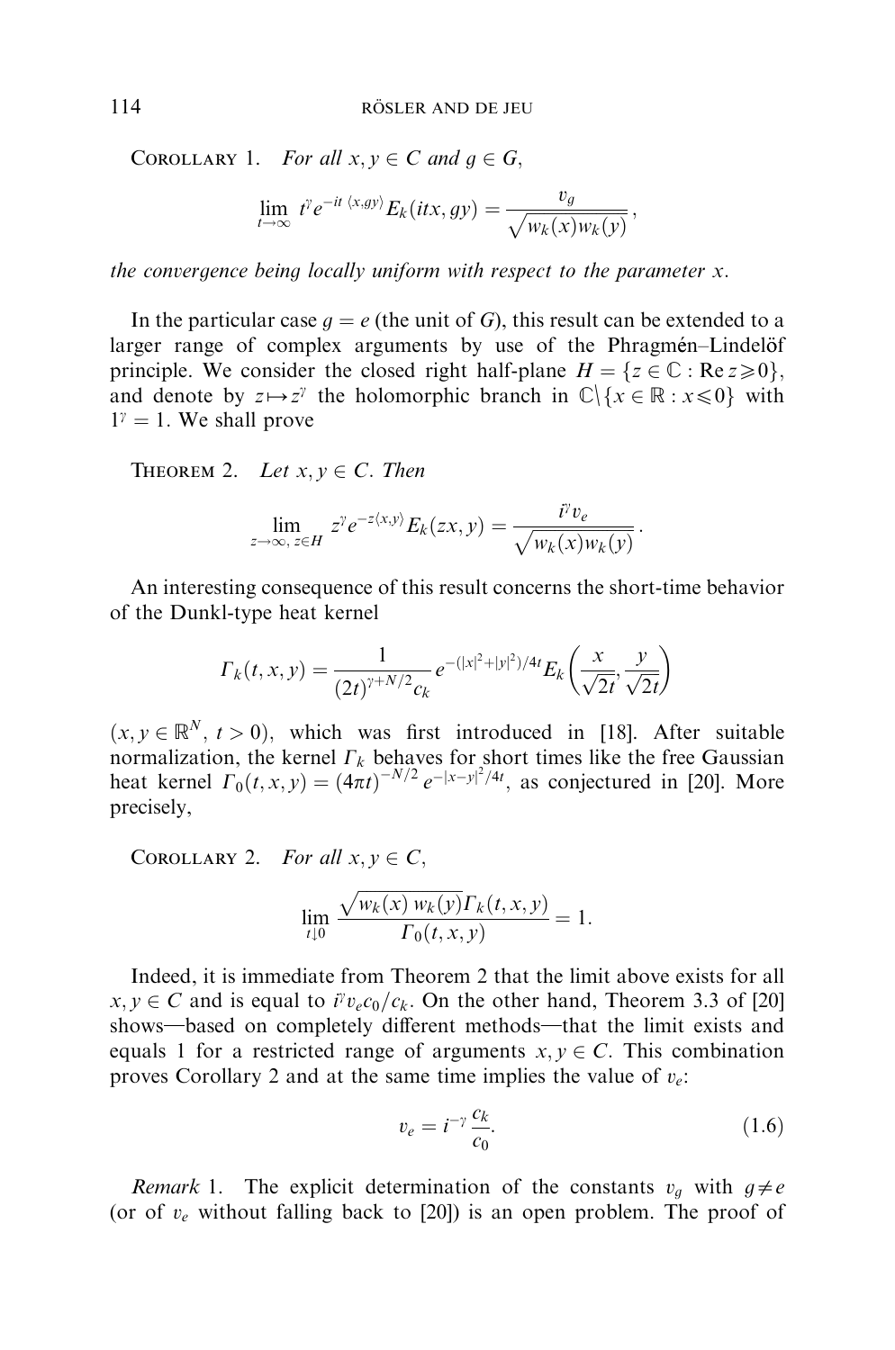COROLLARY 1. *For all $x, y \in C$ and $g \in G$,*

$$\lim_{t\to\infty} t^{\gamma} e^{-it\,\langle x, gy\rangle} E_k(itx, gy) = \frac{v_g}{\sqrt{w_k(x) w_k(y)}},$$

*the convergence being locally uniform with respect to the parameter $x$.*

In the particular case $g = e$ (the unit of $G$), this result can be extended to a larger range of complex arguments by use of the Phragmén–Lindelöf principle. We consider the closed right half-plane $H = \{z \in \mathbb{C} : \operatorname{Re} z \geqslant 0\}$, and denote by $z \mapsto z^{\gamma}$ the holomorphic branch in $\mathbb{C} \setminus \{x \in \mathbb{R} : x \leqslant 0\}$ with $1^{\gamma} = 1$. We shall prove

THEOREM 2. *Let $x, y \in C$. Then*

$$\lim_{z\to\infty,\, z\in H} z^{\gamma} e^{-z\langle x, y\rangle} E_k(zx, y) = \frac{i^{\gamma} v_e}{\sqrt{w_k(x) w_k(y)}}.$$

An interesting consequence of this result concerns the short-time behavior of the Dunkl-type heat kernel

$$\Gamma_k(t, x, y) = \frac{1}{(2t)^{\gamma+N/2} c_k} e^{-(|x|^2+|y|^2)/4t} E_k\left(\frac{x}{\sqrt{2t}}, \frac{y}{\sqrt{2t}}\right)$$

($x, y \in \mathbb{R}^N$, $t > 0$), which was first introduced in [18]. After suitable normalization, the kernel $\Gamma_k$ behaves for short times like the free Gaussian heat kernel $\Gamma_0(t, x, y) = (4\pi t)^{-N/2} e^{-|x-y|^2/4t}$, as conjectured in [20]. More precisely,

COROLLARY 2. *For all $x, y \in C$,*

$$\lim_{t\downarrow 0} \frac{\sqrt{w_k(x)\, w_k(y)}\,\Gamma_k(t, x, y)}{\Gamma_0(t, x, y)} = 1.$$

Indeed, it is immediate from Theorem 2 that the limit above exists for all $x, y \in C$ and is equal to $i^{\gamma} v_e c_0 / c_k$. On the other hand, Theorem 3.3 of [20] shows—based on completely different methods—that the limit exists and equals 1 for a restricted range of arguments $x, y \in C$. This combination proves Corollary 2 and at the same time implies the value of $v_e$:

$$v_e = i^{-\gamma} \frac{c_k}{c_0}. \tag{1.6}$$

*Remark* 1. The explicit determination of the constants $v_g$ with $g \neq e$ (or of $v_e$ without falling back to [20]) is an open problem. The proof of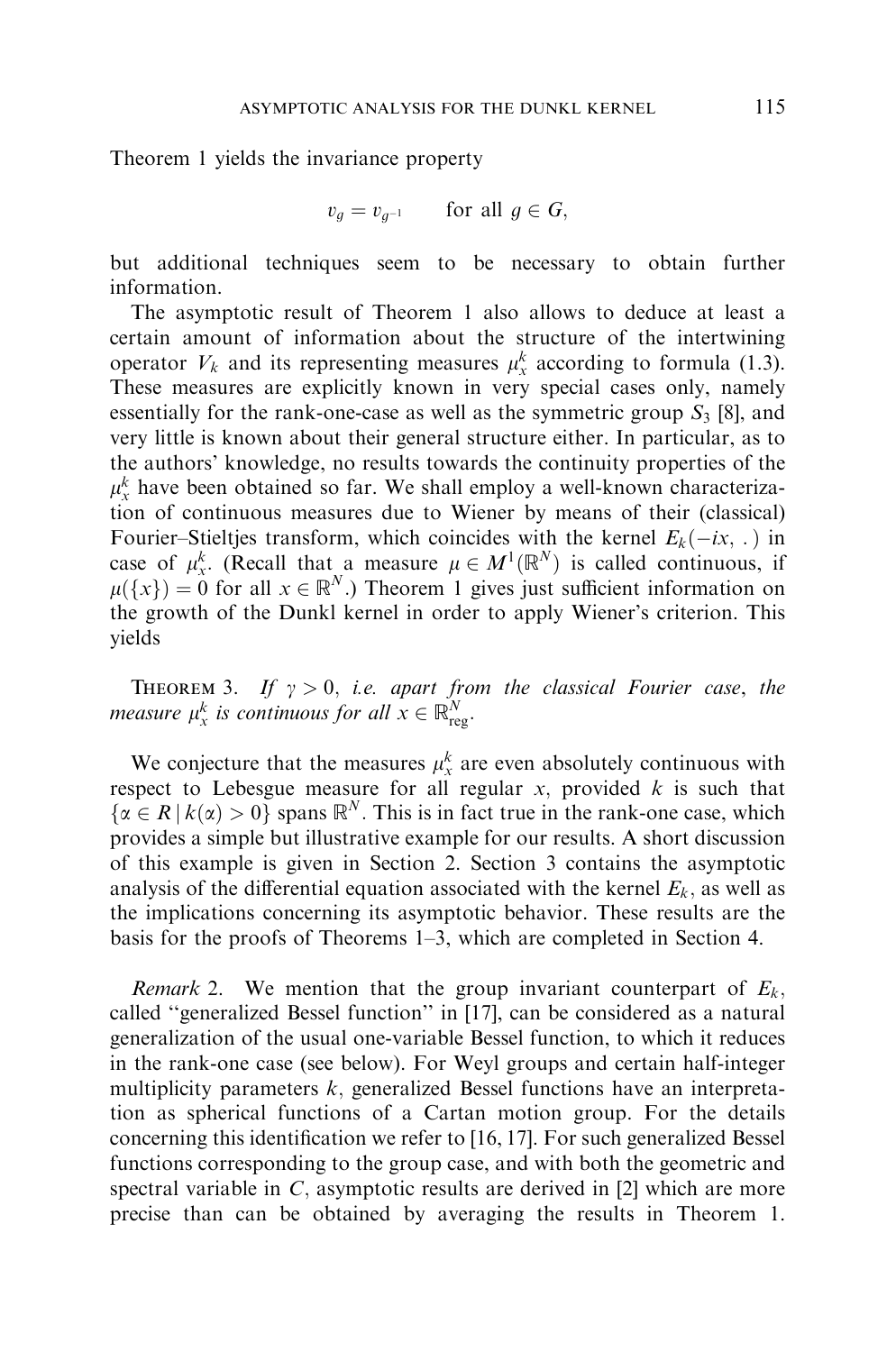Theorem 1 yields the invariance property

$$v_g = v_{g^{-1}} \qquad \text{for all } g \in G,$$

but additional techniques seem to be necessary to obtain further information.

The asymptotic result of Theorem 1 also allows to deduce at least a certain amount of information about the structure of the intertwining operator $V_k$ and its representing measures $\mu_x^k$ according to formula (1.3). These measures are explicitly known in very special cases only, namely essentially for the rank-one-case as well as the symmetric group $S_3$ [8], and very little is known about their general structure either. In particular, as to the authors' knowledge, no results towards the continuity properties of the $\mu_x^k$ have been obtained so far. We shall employ a well-known characterization of continuous measures due to Wiener by means of their (classical) Fourier–Stieltjes transform, which coincides with the kernel $E_k(-ix, .)$ in case of $\mu_x^k$. (Recall that a measure $\mu \in M^1(\mathbb{R}^N)$ is called continuous, if $\mu(\{x\}) = 0$ for all $x \in \mathbb{R}^N$.) Theorem 1 gives just sufficient information on the growth of the Dunkl kernel in order to apply Wiener's criterion. This yields

THEOREM 3. *If $\gamma > 0$, i.e. apart from the classical Fourier case, the measure $\mu_x^k$ is continuous for all $x \in \mathbb{R}^N_{\text{reg}}$.*

We conjecture that the measures $\mu_x^k$ are even absolutely continuous with respect to Lebesgue measure for all regular $x$, provided $k$ is such that $\{\alpha \in R \mid k(\alpha) > 0\}$ spans $\mathbb{R}^N$. This is in fact true in the rank-one case, which provides a simple but illustrative example for our results. A short discussion of this example is given in Section 2. Section 3 contains the asymptotic analysis of the differential equation associated with the kernel $E_k$, as well as the implications concerning its asymptotic behavior. These results are the basis for the proofs of Theorems 1–3, which are completed in Section 4.

*Remark* 2. We mention that the group invariant counterpart of $E_k$, called "generalized Bessel function" in [17], can be considered as a natural generalization of the usual one-variable Bessel function, to which it reduces in the rank-one case (see below). For Weyl groups and certain half-integer multiplicity parameters $k$, generalized Bessel functions have an interpretation as spherical functions of a Cartan motion group. For the details concerning this identification we refer to [16, 17]. For such generalized Bessel functions corresponding to the group case, and with both the geometric and spectral variable in $C$, asymptotic results are derived in [2] which are more precise than can be obtained by averaging the results in Theorem 1.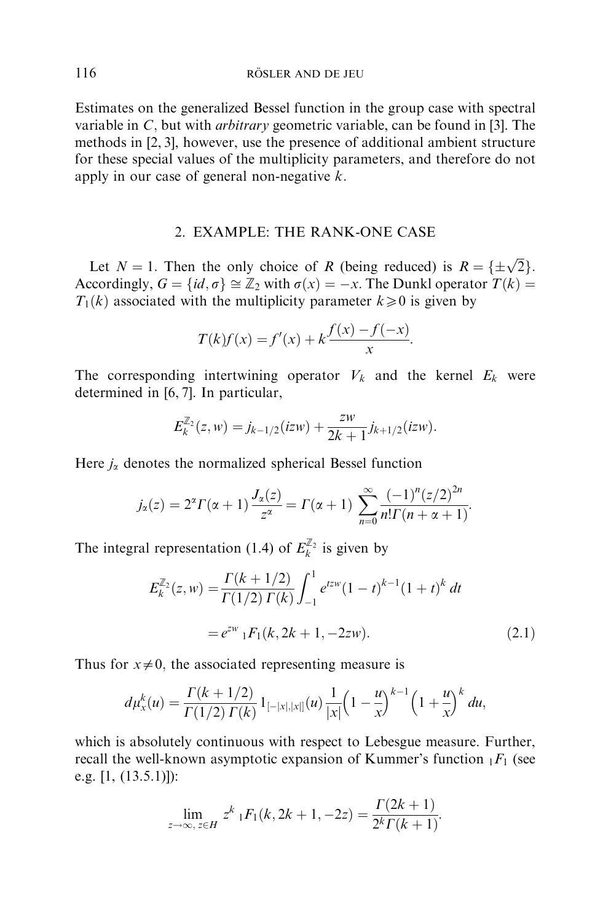Estimates on the generalized Bessel function in the group case with spectral variable in $C$, but with *arbitrary* geometric variable, can be found in [3]. The methods in [2, 3], however, use the presence of additional ambient structure for these special values of the multiplicity parameters, and therefore do not apply in our case of general non-negative $k$.

## 2. EXAMPLE: THE RANK-ONE CASE

Let $N = 1$. Then the only choice of $R$ (being reduced) is $R = \{\pm\sqrt{2}\}$. Accordingly, $G = \{id, \sigma\} \cong \mathbb{Z}_2$ with $\sigma(x) = -x$. The Dunkl operator $T(k) = T_1(k)$ associated with the multiplicity parameter $k \geqslant 0$ is given by

$$T(k)f(x) = f'(x) + k\frac{f(x) - f(-x)}{x}.$$

The corresponding intertwining operator $V_k$ and the kernel $E_k$ were determined in [6, 7]. In particular,

$$E_k^{\mathbb{Z}_2}(z, w) = j_{k-1/2}(izw) + \frac{zw}{2k+1} j_{k+1/2}(izw).$$

Here $j_\alpha$ denotes the normalized spherical Bessel function

$$j_\alpha(z) = 2^\alpha \Gamma(\alpha + 1)\frac{J_\alpha(z)}{z^\alpha} = \Gamma(\alpha + 1) \sum_{n=0}^{\infty} \frac{(-1)^n (z/2)^{2n}}{n!\,\Gamma(n + \alpha + 1)}.$$

The integral representation (1.4) of $E_k^{\mathbb{Z}_2}$ is given by

$$\begin{aligned} E_k^{\mathbb{Z}_2}(z, w) &= \frac{\Gamma(k+1/2)}{\Gamma(1/2)\,\Gamma(k)} \int_{-1}^{1} e^{tzw}(1-t)^{k-1}(1+t)^k\,dt \\ &= e^{zw}\,{}_1F_1(k, 2k+1, -2zw). \end{aligned} \tag{2.1}$$

Thus for $x \neq 0$, the associated representing measure is

$$d\mu_x^k(u) = \frac{\Gamma(k+1/2)}{\Gamma(1/2)\,\Gamma(k)} 1_{[-|x|,|x|]}(u) \frac{1}{|x|}\Big(1 - \frac{u}{x}\Big)^{k-1}\Big(1 + \frac{u}{x}\Big)^k\,du,$$

which is absolutely continuous with respect to Lebesgue measure. Further, recall the well-known asymptotic expansion of Kummer's function ${}_1F_1$ (see e.g. [1, (13.5.1)]):

$$\lim_{z \to \infty,\, z \in H} z^k\,{}_1F_1(k, 2k+1, -2z) = \frac{\Gamma(2k+1)}{2^k \Gamma(k+1)}.$$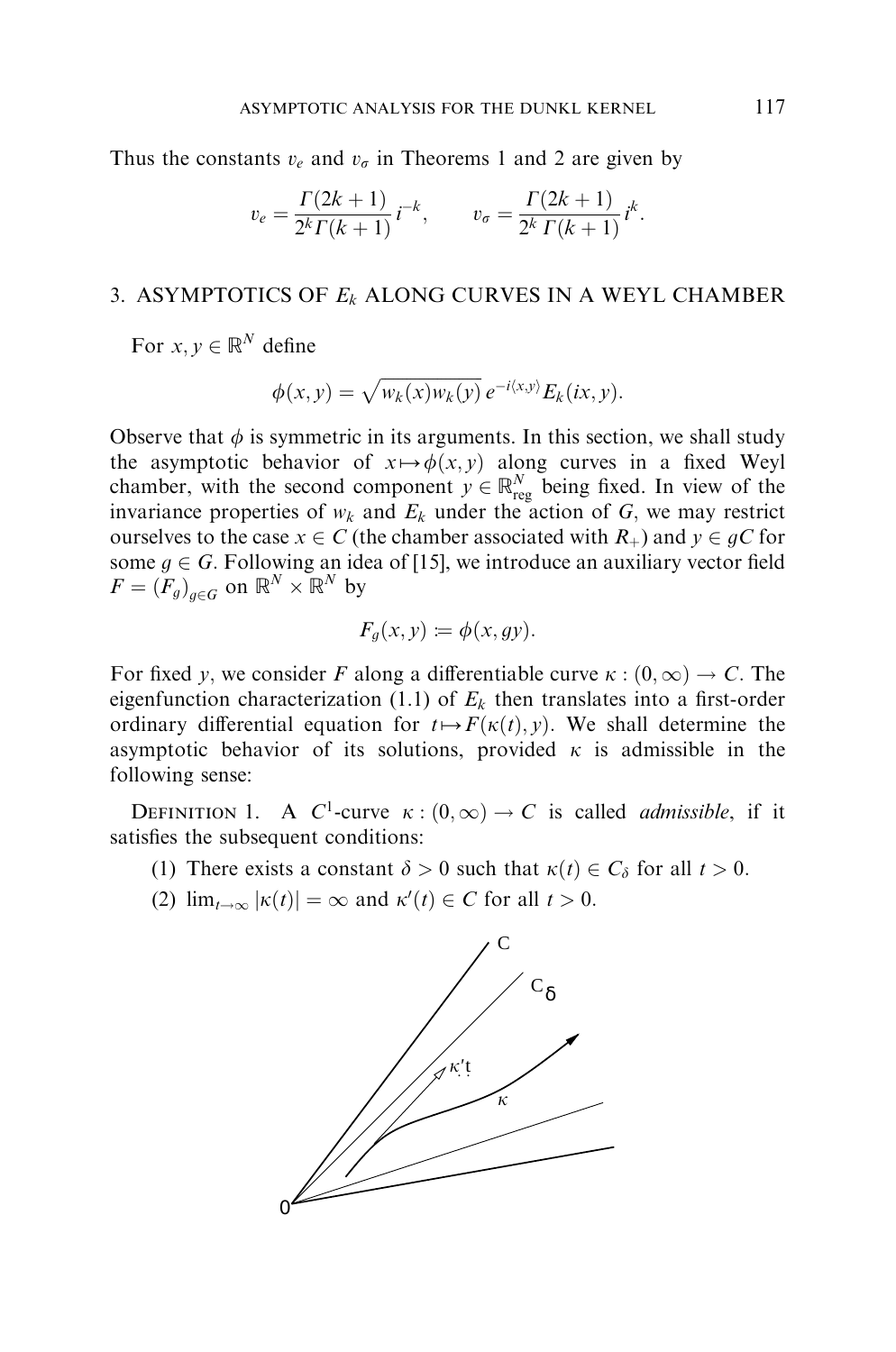Thus the constants $v_e$ and $v_\sigma$ in Theorems 1 and 2 are given by

$$v_e = \frac{\Gamma(2k+1)}{2^k \Gamma(k+1)}\, i^{-k}, \qquad v_\sigma = \frac{\Gamma(2k+1)}{2^k\, \Gamma(k+1)}\, i^k.$$

## 3. ASYMPTOTICS OF $E_k$ ALONG CURVES IN A WEYL CHAMBER

For $x, y \in \mathbb{R}^N$ define

$$\phi(x,y) = \sqrt{w_k(x)w_k(y)}\, e^{-i\langle x,y\rangle} E_k(ix, y).$$

Observe that $\phi$ is symmetric in its arguments. In this section, we shall study the asymptotic behavior of $x \mapsto \phi(x,y)$ along curves in a fixed Weyl chamber, with the second component $y \in \mathbb{R}^N_{\text{reg}}$ being fixed. In view of the invariance properties of $w_k$ and $E_k$ under the action of $G$, we may restrict ourselves to the case $x \in C$ (the chamber associated with $R_+$) and $y \in gC$ for some $g \in G$. Following an idea of [15], we introduce an auxiliary vector field $F = (F_g)_{g\in G}$ on $\mathbb{R}^N \times \mathbb{R}^N$ by

$$F_g(x,y) := \phi(x, gy).$$

For fixed $y$, we consider $F$ along a differentiable curve $\kappa : (0,\infty) \to C$. The eigenfunction characterization (1.1) of $E_k$ then translates into a first-order ordinary differential equation for $t \mapsto F(\kappa(t), y)$. We shall determine the asymptotic behavior of its solutions, provided $\kappa$ is admissible in the following sense:

DEFINITION 1. A $C^1$-curve $\kappa : (0,\infty) \to C$ is called *admissible*, if it satisfies the subsequent conditions:

1. There exists a constant $\delta > 0$ such that $\kappa(t) \in C_\delta$ for all $t > 0$.
2. $\lim_{t\to\infty} |\kappa(t)| = \infty$ and $\kappa'(t) \in C$ for all $t > 0$.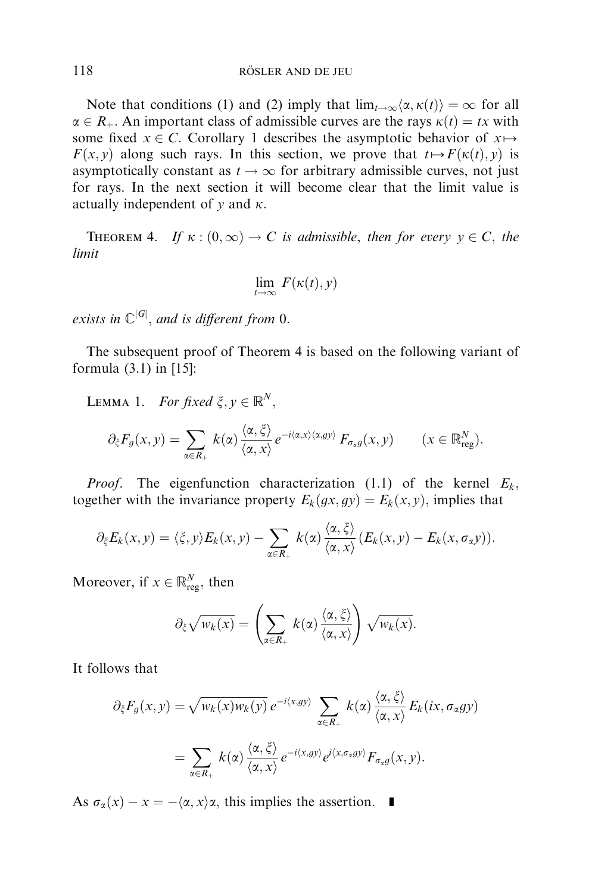Note that conditions (1) and (2) imply that $\lim_{t\to\infty}\langle \alpha, \kappa(t)\rangle = \infty$ for all $\alpha \in R_+$. An important class of admissible curves are the rays $\kappa(t) = tx$ with some fixed $x \in C$. Corollary 1 describes the asymptotic behavior of $x \mapsto F(x, y)$ along such rays. In this section, we prove that $t \mapsto F(\kappa(t), y)$ is asymptotically constant as $t \to \infty$ for arbitrary admissible curves, not just for rays. In the next section it will become clear that the limit value is actually independent of $y$ and $\kappa$.

THEOREM 4. *If $\kappa : (0, \infty) \to C$ is admissible, then for every $y \in C$, the limit*

$$\lim_{t\to\infty} F(\kappa(t), y)$$

*exists in $\mathbb{C}^{|G|}$, and is different from* 0.

The subsequent proof of Theorem 4 is based on the following variant of formula (3.1) in [15]:

LEMMA 1. *For fixed $\xi, y \in \mathbb{R}^N$,*

$$\partial_\xi F_g(x, y) = \sum_{\alpha \in R_+} k(\alpha) \frac{\langle \alpha, \xi\rangle}{\langle \alpha, x\rangle} e^{-i\langle \alpha, x\rangle\langle \alpha, gy\rangle} F_{\sigma_\alpha g}(x, y) \qquad (x \in \mathbb{R}^N_{\text{reg}}).$$

*Proof.* The eigenfunction characterization (1.1) of the kernel $E_k$, together with the invariance property $E_k(gx, gy) = E_k(x, y)$, implies that

$$\partial_\xi E_k(x, y) = \langle \xi, y\rangle E_k(x, y) - \sum_{\alpha \in R_+} k(\alpha) \frac{\langle \alpha, \xi\rangle}{\langle \alpha, x\rangle} (E_k(x, y) - E_k(x, \sigma_\alpha y)).$$

Moreover, if $x \in \mathbb{R}^N_{\text{reg}}$, then

$$\partial_\xi \sqrt{w_k(x)} = \left( \sum_{\alpha \in R_+} k(\alpha) \frac{\langle \alpha, \xi\rangle}{\langle \alpha, x\rangle} \right) \sqrt{w_k(x)}.$$

It follows that

$$\begin{aligned}
\partial_\xi F_g(x, y) &= \sqrt{w_k(x) w_k(y)}\, e^{-i\langle x, gy\rangle} \sum_{\alpha \in R_+} k(\alpha) \frac{\langle \alpha, \xi\rangle}{\langle \alpha, x\rangle} E_k(ix, \sigma_\alpha g y) \\
&= \sum_{\alpha \in R_+} k(\alpha) \frac{\langle \alpha, \xi\rangle}{\langle \alpha, x\rangle} e^{-i\langle x, gy\rangle} e^{i\langle x, \sigma_\alpha g y\rangle} F_{\sigma_\alpha g}(x, y).
\end{aligned}$$

As $\sigma_\alpha(x) - x = -\langle \alpha, x\rangle \alpha$, this implies the assertion. ∎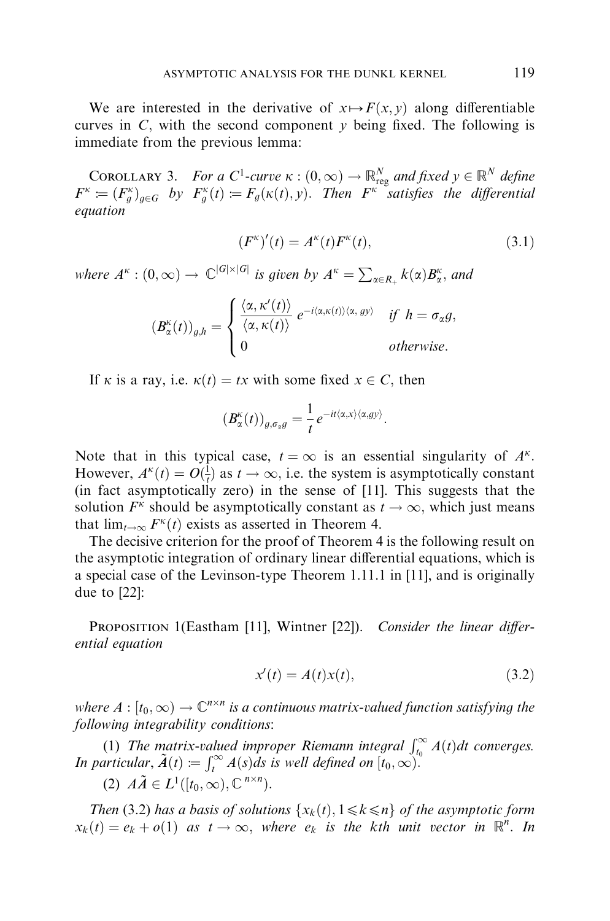We are interested in the derivative of $x \mapsto F(x, y)$ along differentiable curves in $C$, with the second component $y$ being fixed. The following is immediate from the previous lemma:

COROLLARY 3. *For a $C^1$-curve $\kappa : (0, \infty) \to \mathbb{R}^N_{\text{reg}}$ and fixed $y \in \mathbb{R}^N$ define $F^\kappa := (F^\kappa_g)_{g \in G}$ by $F^\kappa_g(t) := F_g(\kappa(t), y)$. Then $F^\kappa$ satisfies the differential equation*

$$(F^\kappa)'(t) = A^\kappa(t) F^\kappa(t), \tag{3.1}$$

*where $A^\kappa : (0, \infty) \to \mathbb{C}^{|G| \times |G|}$ is given by $A^\kappa = \sum_{\alpha \in R_+} k(\alpha) B^\kappa_\alpha$, and*

$$(B^\kappa_\alpha(t))_{g,h} = \begin{cases} \dfrac{\langle \alpha, \kappa'(t) \rangle}{\langle \alpha, \kappa(t) \rangle} e^{-i\langle \alpha, \kappa(t) \rangle \langle \alpha, gy \rangle} & \text{if } h = \sigma_\alpha g, \\ 0 & \text{otherwise.} \end{cases}$$

If $\kappa$ is a ray, i.e. $\kappa(t) = tx$ with some fixed $x \in C$, then

$$(B^\kappa_\alpha(t))_{g, \sigma_\alpha g} = \frac{1}{t} e^{-it\langle \alpha, x \rangle \langle \alpha, gy \rangle}.$$

Note that in this typical case, $t = \infty$ is an essential singularity of $A^\kappa$. However, $A^\kappa(t) = O(\frac{1}{t})$ as $t \to \infty$, i.e. the system is asymptotically constant (in fact asymptotically zero) in the sense of [11]. This suggests that the solution $F^\kappa$ should be asymptotically constant as $t \to \infty$, which just means that $\lim_{t \to \infty} F^\kappa(t)$ exists as asserted in Theorem 4.

The decisive criterion for the proof of Theorem 4 is the following result on the asymptotic integration of ordinary linear differential equations, which is a special case of the Levinson-type Theorem 1.11.1 in [11], and is originally due to [22]:

PROPOSITION 1(Eastham [11], Wintner [22]). *Consider the linear differential equation*

$$x'(t) = A(t) x(t), \tag{3.2}$$

*where $A : [t_0, \infty) \to \mathbb{C}^{n \times n}$ is a continuous matrix-valued function satisfying the following integrability conditions:*

(1) *The matrix-valued improper Riemann integral $\int_{t_0}^\infty A(t) dt$ converges. In particular, $\tilde{A}(t) := \int_t^\infty A(s) ds$ is well defined on $[t_0, \infty)$.*

(2) *$A\tilde{A} \in L^1([t_0, \infty), \mathbb{C}^{n \times n})$.*

*Then (3.2) has a basis of solutions $\{x_k(t), 1 \leqslant k \leqslant n\}$ of the asymptotic form $x_k(t) = e_k + o(1)$ as $t \to \infty$, where $e_k$ is the $k$th unit vector in $\mathbb{R}^n$. In*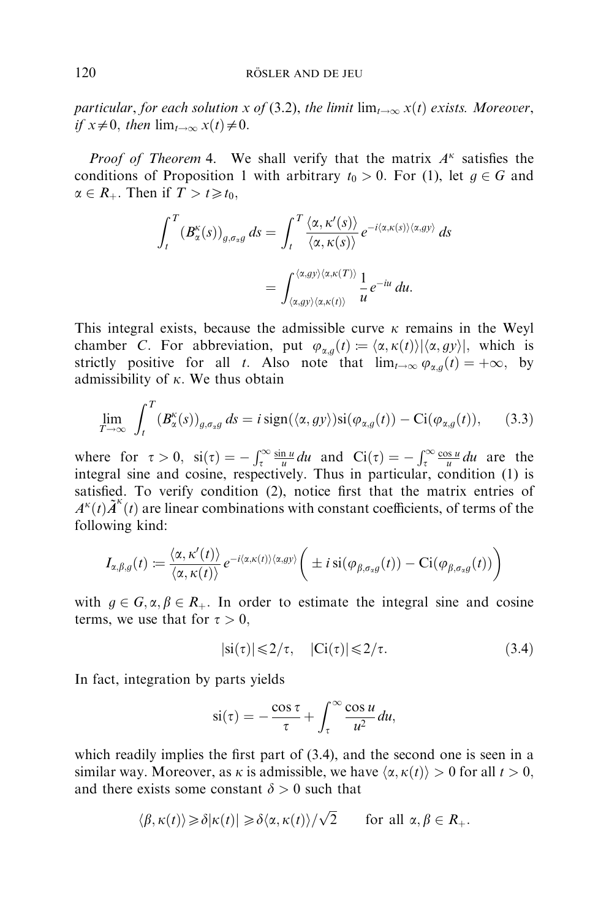*particular, for each solution $x$ of (3.2), the limit $\lim_{t\to\infty} x(t)$ exists. Moreover, if $x \neq 0$, then $\lim_{t\to\infty} x(t) \neq 0$.*

*Proof of Theorem* 4. We shall verify that the matrix $A^\kappa$ satisfies the conditions of Proposition 1 with arbitrary $t_0 > 0$. For (1), let $g \in G$ and $\alpha \in R_+$. Then if $T > t \geqslant t_0$,

$$\int_t^T (B_\alpha^\kappa(s))_{g,\sigma_\alpha g}\, ds = \int_t^T \frac{\langle \alpha, \kappa'(s)\rangle}{\langle \alpha, \kappa(s)\rangle} e^{-i\langle \alpha,\kappa(s)\rangle\langle \alpha, gy\rangle}\, ds$$

$$= \int_{\langle \alpha, gy\rangle\langle \alpha,\kappa(t)\rangle}^{\langle \alpha, gy\rangle\langle \alpha,\kappa(T)\rangle} \frac{1}{u} e^{-iu}\, du.$$

This integral exists, because the admissible curve $\kappa$ remains in the Weyl chamber $C$. For abbreviation, put $\varphi_{\alpha,g}(t) := \langle \alpha, \kappa(t)\rangle |\langle \alpha, gy\rangle|$, which is strictly positive for all $t$. Also note that $\lim_{t\to\infty} \varphi_{\alpha,g}(t) = +\infty$, by admissibility of $\kappa$. We thus obtain

$$\lim_{T\to\infty} \int_t^T (B_\alpha^\kappa(s))_{g,\sigma_\alpha g}\, ds = i\,\mathrm{sign}(\langle \alpha, gy\rangle)\mathrm{si}(\varphi_{\alpha,g}(t)) - \mathrm{Ci}(\varphi_{\alpha,g}(t)), \tag{3.3}$$

where for $\tau > 0$, $\mathrm{si}(\tau) = -\int_\tau^\infty \frac{\sin u}{u}\, du$ and $\mathrm{Ci}(\tau) = -\int_\tau^\infty \frac{\cos u}{u}\, du$ are the integral sine and cosine, respectively. Thus in particular, condition (1) is satisfied. To verify condition (2), notice first that the matrix entries of $A^\kappa(t)\tilde{A}^\kappa(t)$ are linear combinations with constant coefficients, of terms of the following kind:

$$I_{\alpha,\beta,g}(t) := \frac{\langle \alpha, \kappa'(t)\rangle}{\langle \alpha, \kappa(t)\rangle} e^{-i\langle \alpha,\kappa(t)\rangle\langle \alpha, gy\rangle} \Big( \pm i\,\mathrm{si}(\varphi_{\beta,\sigma_\alpha g}(t)) - \mathrm{Ci}(\varphi_{\beta,\sigma_\alpha g}(t)) \Big)$$

with $g \in G, \alpha, \beta \in R_+$. In order to estimate the integral sine and cosine terms, we use that for $\tau > 0$,

$$|\mathrm{si}(\tau)| \leqslant 2/\tau, \quad |\mathrm{Ci}(\tau)| \leqslant 2/\tau. \tag{3.4}$$

In fact, integration by parts yields

$$\mathrm{si}(\tau) = -\frac{\cos\tau}{\tau} + \int_\tau^\infty \frac{\cos u}{u^2}\, du,$$

which readily implies the first part of (3.4), and the second one is seen in a similar way. Moreover, as $\kappa$ is admissible, we have $\langle \alpha, \kappa(t)\rangle > 0$ for all $t > 0$, and there exists some constant $\delta > 0$ such that

$$\langle \beta, \kappa(t)\rangle \geqslant \delta|\kappa(t)| \geqslant \delta\langle \alpha, \kappa(t)\rangle/\sqrt{2} \qquad \text{for all } \alpha, \beta \in R_+.$$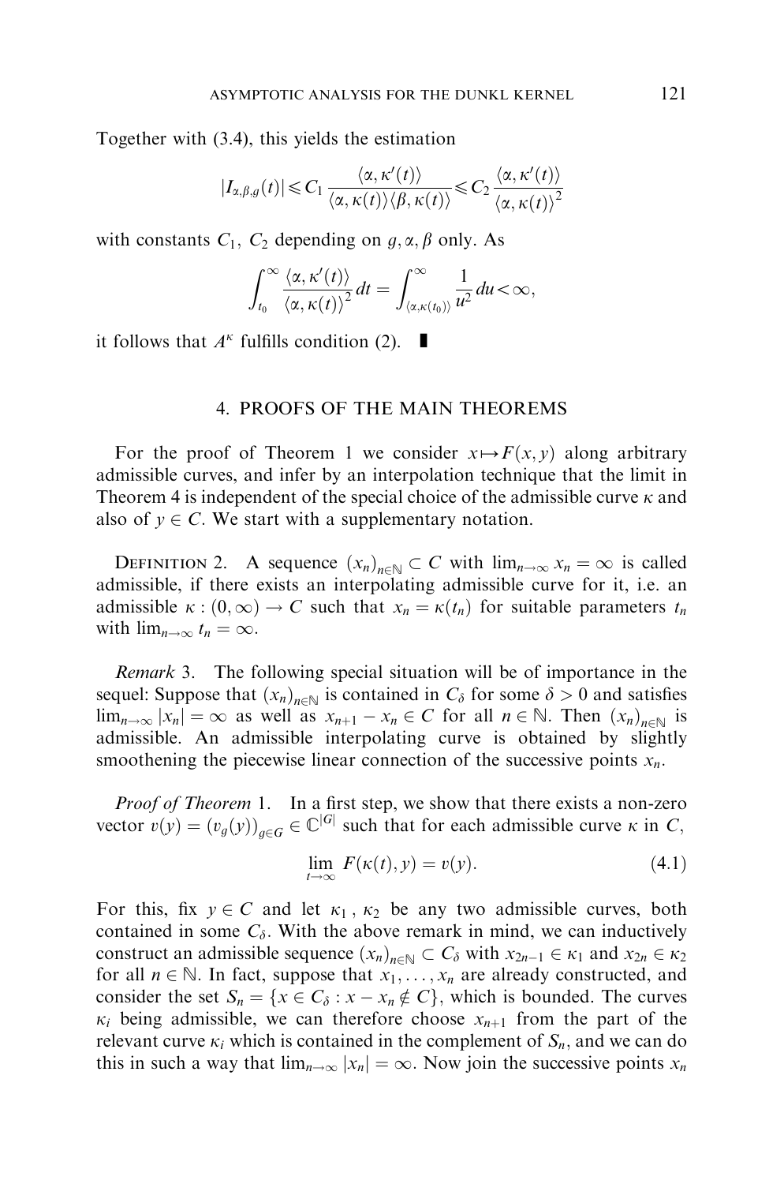Together with (3.4), this yields the estimation

$$|I_{\alpha,\beta,g}(t)| \leqslant C_1 \frac{\langle \alpha, \kappa'(t)\rangle}{\langle \alpha, \kappa(t)\rangle \langle \beta, \kappa(t)\rangle} \leqslant C_2 \frac{\langle \alpha, \kappa'(t)\rangle}{\langle \alpha, \kappa(t)\rangle^2}$$

with constants $C_1$, $C_2$ depending on $g, \alpha, \beta$ only. As

$$\int_{t_0}^{\infty} \frac{\langle \alpha, \kappa'(t)\rangle}{\langle \alpha, \kappa(t)\rangle^2}\, dt = \int_{\langle \alpha, \kappa(t_0)\rangle}^{\infty} \frac{1}{u^2}\, du < \infty,$$

it follows that $A^{\kappa}$ fulfills condition (2). ∎

## 4. PROOFS OF THE MAIN THEOREMS

For the proof of Theorem 1 we consider $x \mapsto F(x, y)$ along arbitrary admissible curves, and infer by an interpolation technique that the limit in Theorem 4 is independent of the special choice of the admissible curve $\kappa$ and also of $y \in C$. We start with a supplementary notation.

DEFINITION 2. A sequence $(x_n)_{n\in\mathbb{N}} \subset C$ with $\lim_{n\to\infty} x_n = \infty$ is called admissible, if there exists an interpolating admissible curve for it, i.e. an admissible $\kappa : (0, \infty) \to C$ such that $x_n = \kappa(t_n)$ for suitable parameters $t_n$ with $\lim_{n\to\infty} t_n = \infty$.

*Remark* 3. The following special situation will be of importance in the sequel: Suppose that $(x_n)_{n\in\mathbb{N}}$ is contained in $C_\delta$ for some $\delta > 0$ and satisfies $\lim_{n\to\infty} |x_n| = \infty$ as well as $x_{n+1} - x_n \in C$ for all $n \in \mathbb{N}$. Then $(x_n)_{n\in\mathbb{N}}$ is admissible. An admissible interpolating curve is obtained by slightly smoothening the piecewise linear connection of the successive points $x_n$.

*Proof of Theorem* 1. In a first step, we show that there exists a non-zero vector $v(y) = (v_g(y))_{g\in G} \in \mathbb{C}^{|G|}$ such that for each admissible curve $\kappa$ in $C$,

$$\lim_{t\to\infty} F(\kappa(t), y) = v(y). \tag{4.1}$$

For this, fix $y \in C$ and let $\kappa_1$, $\kappa_2$ be any two admissible curves, both contained in some $C_\delta$. With the above remark in mind, we can inductively construct an admissible sequence $(x_n)_{n\in\mathbb{N}} \subset C_\delta$ with $x_{2n-1} \in \kappa_1$ and $x_{2n} \in \kappa_2$ for all $n \in \mathbb{N}$. In fact, suppose that $x_1, \ldots, x_n$ are already constructed, and consider the set $S_n = \{x \in C_\delta : x - x_n \notin C\}$, which is bounded. The curves $\kappa_i$ being admissible, we can therefore choose $x_{n+1}$ from the part of the relevant curve $\kappa_i$ which is contained in the complement of $S_n$, and we can do this in such a way that $\lim_{n\to\infty} |x_n| = \infty$. Now join the successive points $x_n$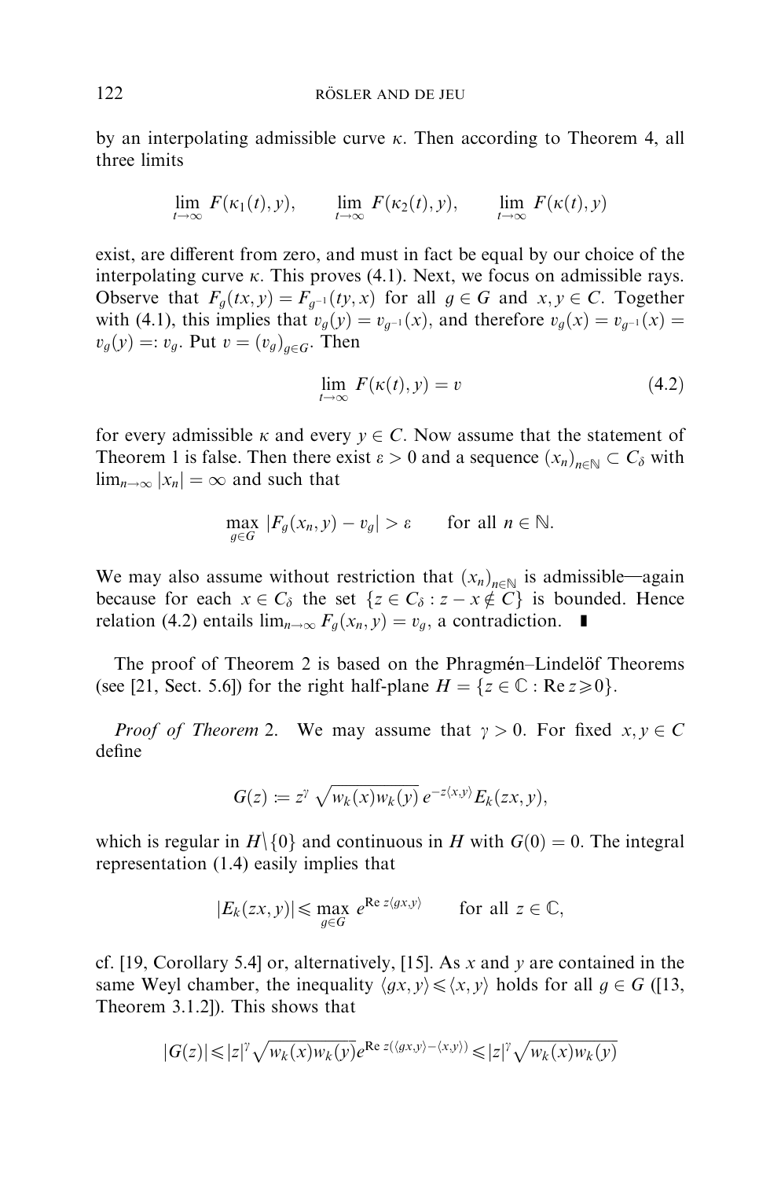by an interpolating admissible curve $\kappa$. Then according to Theorem 4, all three limits

$$\lim_{t\to\infty} F(\kappa_1(t), y), \qquad \lim_{t\to\infty} F(\kappa_2(t), y), \qquad \lim_{t\to\infty} F(\kappa(t), y)$$

exist, are different from zero, and must in fact be equal by our choice of the interpolating curve $\kappa$. This proves (4.1). Next, we focus on admissible rays. Observe that $F_g(tx, y) = F_{g^{-1}}(ty, x)$ for all $g \in G$ and $x, y \in C$. Together with (4.1), this implies that $v_g(y) = v_{g^{-1}}(x)$, and therefore $v_g(x) = v_{g^{-1}}(x) = v_g(y) =: v_g$. Put $v = (v_g)_{g\in G}$. Then

$$\lim_{t\to\infty} F(\kappa(t), y) = v \tag{4.2}$$

for every admissible $\kappa$ and every $y \in C$. Now assume that the statement of Theorem 1 is false. Then there exist $\varepsilon > 0$ and a sequence $(x_n)_{n\in\mathbb{N}} \subset C_\delta$ with $\lim_{n\to\infty} |x_n| = \infty$ and such that

$$\max_{g\in G} |F_g(x_n, y) - v_g| > \varepsilon \qquad \text{for all } n \in \mathbb{N}.$$

We may also assume without restriction that $(x_n)_{n\in\mathbb{N}}$ is admissible—again because for each $x \in C_\delta$ the set $\{z \in C_\delta : z - x \notin C\}$ is bounded. Hence relation (4.2) entails $\lim_{n\to\infty} F_g(x_n, y) = v_g$, a contradiction. ∎

The proof of Theorem 2 is based on the Phragmén–Lindelöf Theorems (see [21, Sect. 5.6]) for the right half-plane $H = \{z \in \mathbb{C} : \operatorname{Re} z \geqslant 0\}$.

*Proof of Theorem* 2. We may assume that $\gamma > 0$. For fixed $x, y \in C$ define

$$G(z) := z^\gamma \sqrt{w_k(x)w_k(y)}\, e^{-z\langle x,y\rangle} E_k(zx, y),$$

which is regular in $H\backslash\{0\}$ and continuous in $H$ with $G(0) = 0$. The integral representation (1.4) easily implies that

$$|E_k(zx, y)| \leqslant \max_{g\in G} e^{\operatorname{Re} z\langle gx,y\rangle} \qquad \text{for all } z \in \mathbb{C},$$

cf. [19, Corollary 5.4] or, alternatively, [15]. As $x$ and $y$ are contained in the same Weyl chamber, the inequality $\langle gx, y\rangle \leqslant \langle x, y\rangle$ holds for all $g \in G$ ([13, Theorem 3.1.2]). This shows that

$$|G(z)| \leqslant |z|^\gamma \sqrt{w_k(x)w_k(y)} e^{\operatorname{Re} z(\langle gx,y\rangle - \langle x,y\rangle)} \leqslant |z|^\gamma \sqrt{w_k(x)w_k(y)}$$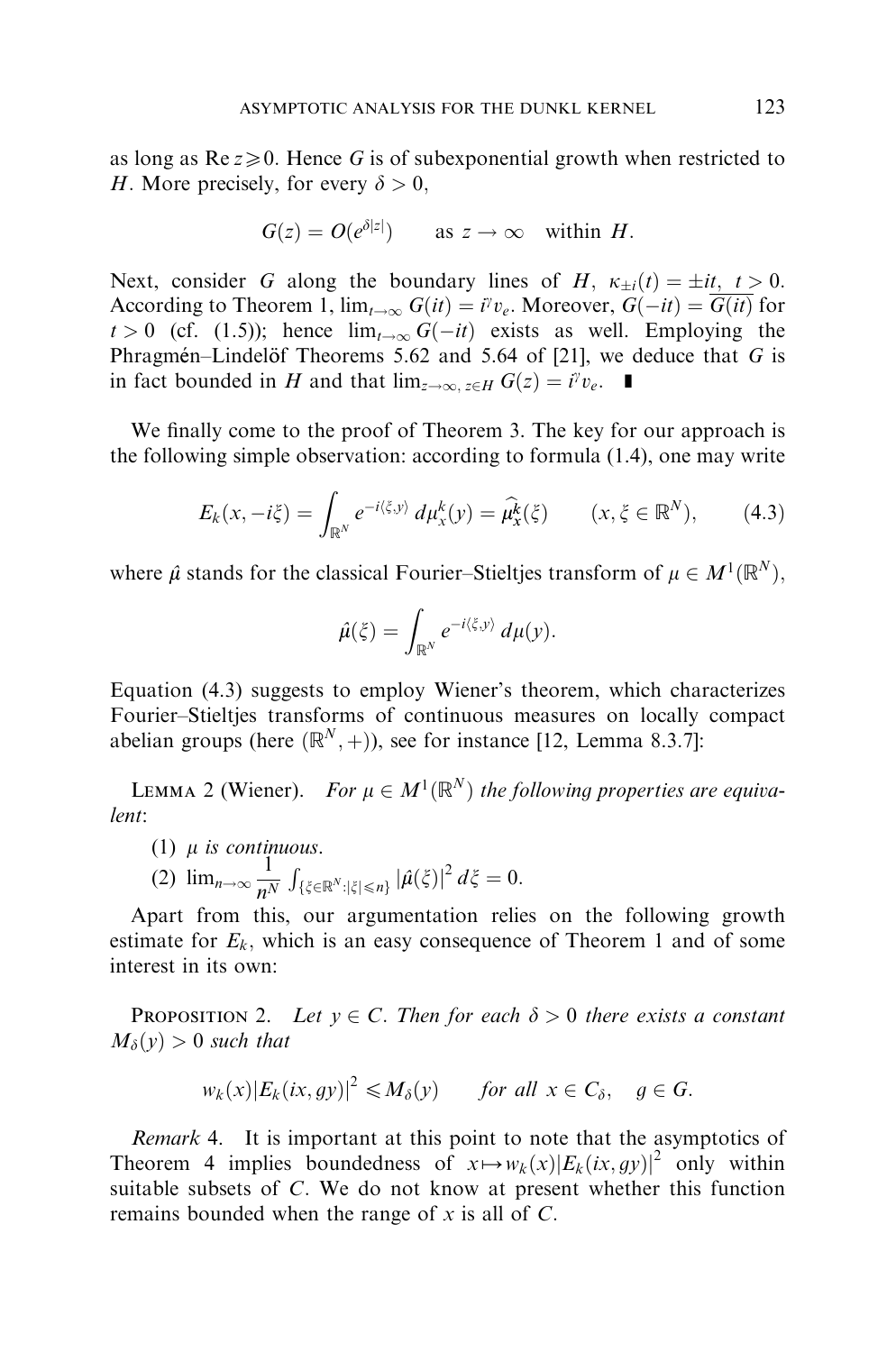as long as $\operatorname{Re} z \geqslant 0$. Hence $G$ is of subexponential growth when restricted to $H$. More precisely, for every $\delta > 0$,

$$G(z) = O(e^{\delta|z|}) \qquad \text{as } z \to \infty \quad \text{within } H.$$

Next, consider $G$ along the boundary lines of $H$, $\kappa_{\pm i}(t) = \pm it,\ t > 0$. According to Theorem 1, $\lim_{t\to\infty} G(it) = i^{\gamma} v_e$. Moreover, $G(-it) = \overline{G(it)}$ for $t > 0$ (cf. (1.5)); hence $\lim_{t\to\infty} G(-it)$ exists as well. Employing the Phragmén–Lindelöf Theorems 5.62 and 5.64 of [21], we deduce that $G$ is in fact bounded in $H$ and that $\lim_{z\to\infty,\, z\in H} G(z) = i^{\gamma} v_e$. ∎

We finally come to the proof of Theorem 3. The key for our approach is the following simple observation: according to formula (1.4), one may write

$$E_k(x, -i\xi) = \int_{\mathbb{R}^N} e^{-i\langle \xi, y\rangle}\, d\mu_x^k(y) = \widehat{\mu_x^k}(\xi) \qquad (x, \xi \in \mathbb{R}^N), \tag{4.3}$$

where $\hat{\mu}$ stands for the classical Fourier–Stieltjes transform of $\mu \in M^1(\mathbb{R}^N)$,

$$\hat{\mu}(\xi) = \int_{\mathbb{R}^N} e^{-i\langle \xi, y\rangle}\, d\mu(y).$$

Equation (4.3) suggests to employ Wiener's theorem, which characterizes Fourier–Stieltjes transforms of continuous measures on locally compact abelian groups (here $(\mathbb{R}^N, +)$), see for instance [12, Lemma 8.3.7]:

LEMMA 2 (Wiener). *For $\mu \in M^1(\mathbb{R}^N)$ the following properties are equivalent*:

(1) *$\mu$ is continuous.*

(2) $\lim_{n\to\infty} \dfrac{1}{n^N} \int_{\{\xi\in\mathbb{R}^N : |\xi| \leqslant n\}} |\hat{\mu}(\xi)|^2\, d\xi = 0.$

Apart from this, our argumentation relies on the following growth estimate for $E_k$, which is an easy consequence of Theorem 1 and of some interest in its own:

PROPOSITION 2. *Let $y \in C$. Then for each $\delta > 0$ there exists a constant $M_\delta(y) > 0$ such that*

$$w_k(x)|E_k(ix, gy)|^2 \leqslant M_\delta(y) \qquad \textit{for all } x \in C_\delta, \quad g \in G.$$

*Remark* 4. It is important at this point to note that the asymptotics of Theorem 4 implies boundedness of $x \mapsto w_k(x)|E_k(ix, gy)|^2$ only within suitable subsets of $C$. We do not know at present whether this function remains bounded when the range of $x$ is all of $C$.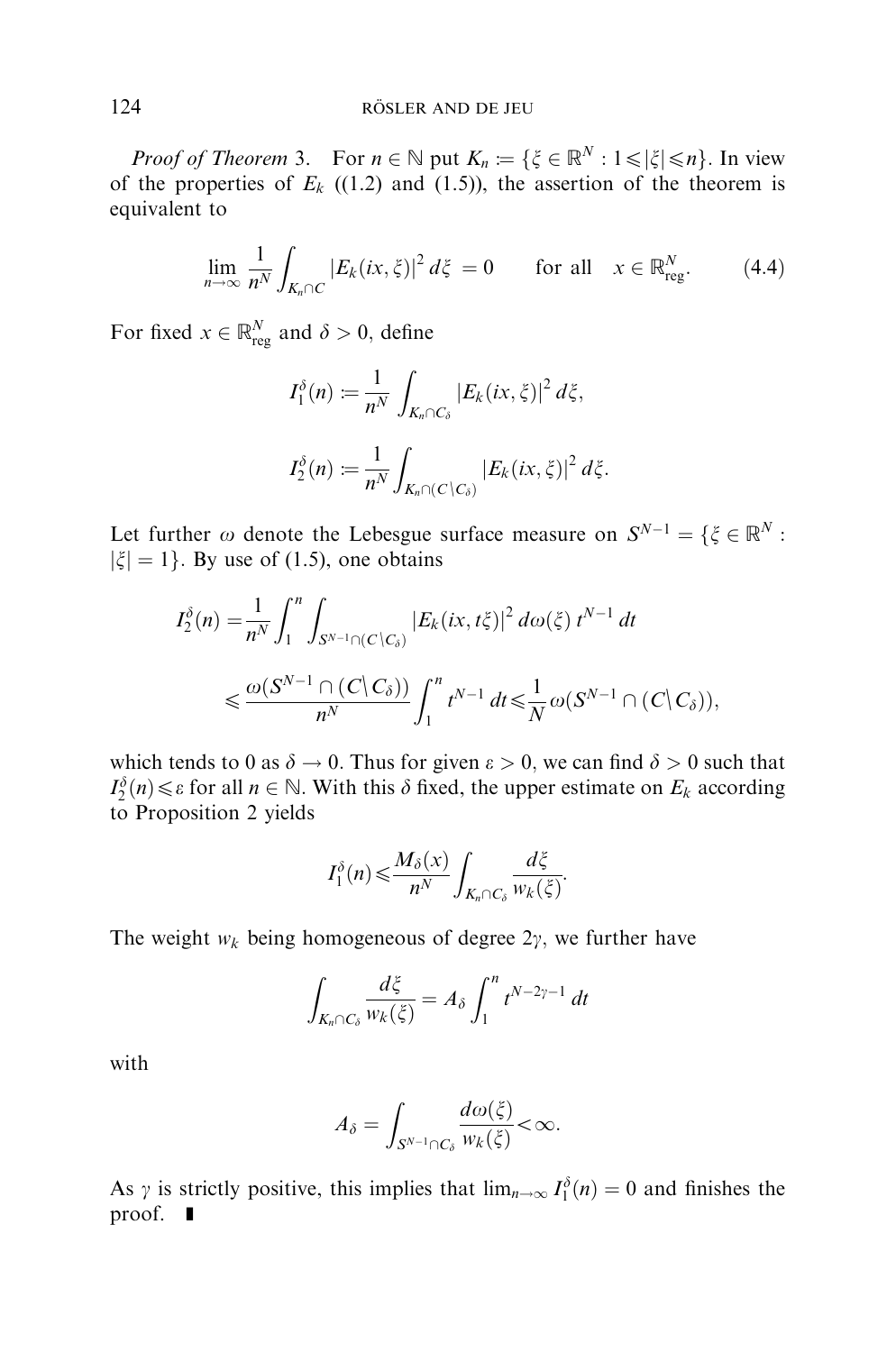*Proof of Theorem* 3. For $n \in \mathbb{N}$ put $K_n := \{\xi \in \mathbb{R}^N : 1 \leqslant |\xi| \leqslant n\}$. In view of the properties of $E_k$ ((1.2) and (1.5)), the assertion of the theorem is equivalent to

$$\lim_{n\to\infty} \frac{1}{n^N} \int_{K_n \cap C} |E_k(ix,\xi)|^2 \, d\xi = 0 \qquad \text{for all} \quad x \in \mathbb{R}^N_{\text{reg}}. \tag{4.4}$$

For fixed $x \in \mathbb{R}^N_{\text{reg}}$ and $\delta > 0$, define

$$I_1^\delta(n) := \frac{1}{n^N} \int_{K_n \cap C_\delta} |E_k(ix,\xi)|^2 \, d\xi,$$

$$I_2^\delta(n) := \frac{1}{n^N} \int_{K_n \cap (C \setminus C_\delta)} |E_k(ix,\xi)|^2 \, d\xi.$$

Let further $\omega$ denote the Lebesgue surface measure on $S^{N-1} = \{\xi \in \mathbb{R}^N : |\xi| = 1\}$. By use of (1.5), one obtains

$$\begin{aligned}
I_2^\delta(n) &= \frac{1}{n^N} \int_1^n \int_{S^{N-1} \cap (C \setminus C_\delta)} |E_k(ix,t\xi)|^2 \, d\omega(\xi) \, t^{N-1} \, dt \\
&\leqslant \frac{\omega(S^{N-1} \cap (C \setminus C_\delta))}{n^N} \int_1^n t^{N-1} \, dt \leqslant \frac{1}{N} \omega(S^{N-1} \cap (C \setminus C_\delta)),
\end{aligned}$$

which tends to 0 as $\delta \to 0$. Thus for given $\varepsilon > 0$, we can find $\delta > 0$ such that $I_2^\delta(n) \leqslant \varepsilon$ for all $n \in \mathbb{N}$. With this $\delta$ fixed, the upper estimate on $E_k$ according to Proposition 2 yields

$$I_1^\delta(n) \leqslant \frac{M_\delta(x)}{n^N} \int_{K_n \cap C_\delta} \frac{d\xi}{w_k(\xi)}.$$

The weight $w_k$ being homogeneous of degree $2\gamma$, we further have

$$\int_{K_n \cap C_\delta} \frac{d\xi}{w_k(\xi)} = A_\delta \int_1^n t^{N-2\gamma-1} \, dt$$

with

$$A_\delta = \int_{S^{N-1} \cap C_\delta} \frac{d\omega(\xi)}{w_k(\xi)} < \infty.$$

As $\gamma$ is strictly positive, this implies that $\lim_{n\to\infty} I_1^\delta(n) = 0$ and finishes the proof. ∎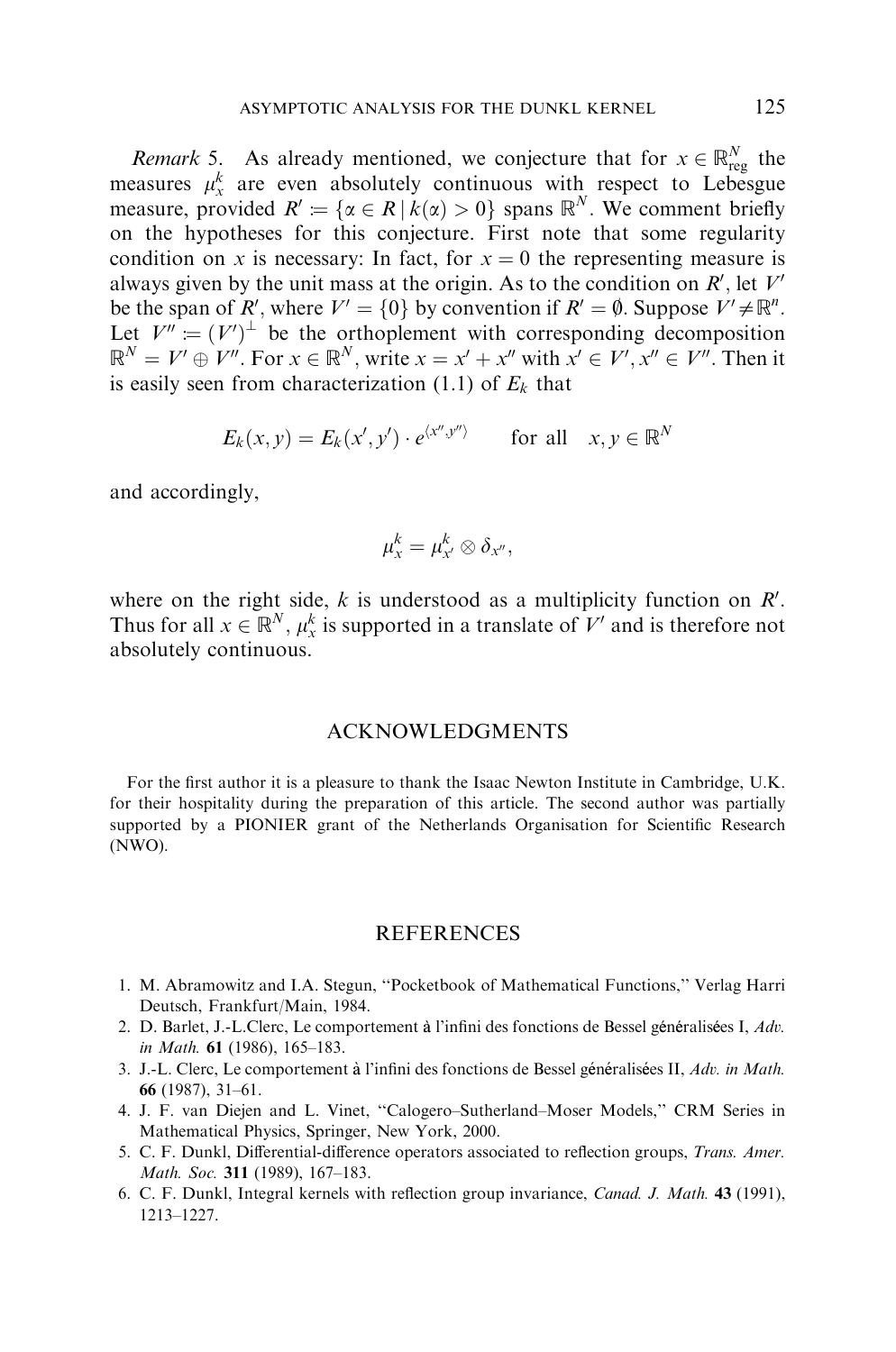*Remark* 5. As already mentioned, we conjecture that for $x \in \mathbb{R}^N_{\text{reg}}$ the measures $\mu^k_x$ are even absolutely continuous with respect to Lebesgue measure, provided $R' := \{\alpha \in R \mid k(\alpha) > 0\}$ spans $\mathbb{R}^N$. We comment briefly on the hypotheses for this conjecture. First note that some regularity condition on $x$ is necessary: In fact, for $x = 0$ the representing measure is always given by the unit mass at the origin. As to the condition on $R'$, let $V'$ be the span of $R'$, where $V' = \{0\}$ by convention if $R' = \emptyset$. Suppose $V' \neq \mathbb{R}^n$. Let $V'' := (V')^{\perp}$ be the orthoplement with corresponding decomposition $\mathbb{R}^N = V' \oplus V''$. For $x \in \mathbb{R}^N$, write $x = x' + x''$ with $x' \in V', x'' \in V''$. Then it is easily seen from characterization (1.1) of $E_k$ that

$$E_k(x, y) = E_k(x', y') \cdot e^{\langle x'', y'' \rangle} \qquad \text{for all} \quad x, y \in \mathbb{R}^N$$

and accordingly,

$$\mu^k_x = \mu^k_{x'} \otimes \delta_{x''},$$

where on the right side, $k$ is understood as a multiplicity function on $R'$. Thus for all $x \in \mathbb{R}^N$, $\mu^k_x$ is supported in a translate of $V'$ and is therefore not absolutely continuous.

## ACKNOWLEDGMENTS

For the first author it is a pleasure to thank the Isaac Newton Institute in Cambridge, U.K. for their hospitality during the preparation of this article. The second author was partially supported by a PIONIER grant of the Netherlands Organisation for Scientific Research (NWO).

## REFERENCES

1. M. Abramowitz and I.A. Stegun, "Pocketbook of Mathematical Functions," Verlag Harri Deutsch, Frankfurt/Main, 1984.
2. D. Barlet, J.-L.Clerc, Le comportement à l'infini des fonctions de Bessel généralisées I, *Adv. in Math.* **61** (1986), 165–183.
3. J.-L. Clerc, Le comportement à l'infini des fonctions de Bessel généralisées II, *Adv. in Math.* **66** (1987), 31–61.
4. J. F. van Diejen and L. Vinet, "Calogero–Sutherland–Moser Models," CRM Series in Mathematical Physics, Springer, New York, 2000.
5. C. F. Dunkl, Differential-difference operators associated to reflection groups, *Trans. Amer. Math. Soc.* **311** (1989), 167–183.
6. C. F. Dunkl, Integral kernels with reflection group invariance, *Canad. J. Math.* **43** (1991), 1213–1227.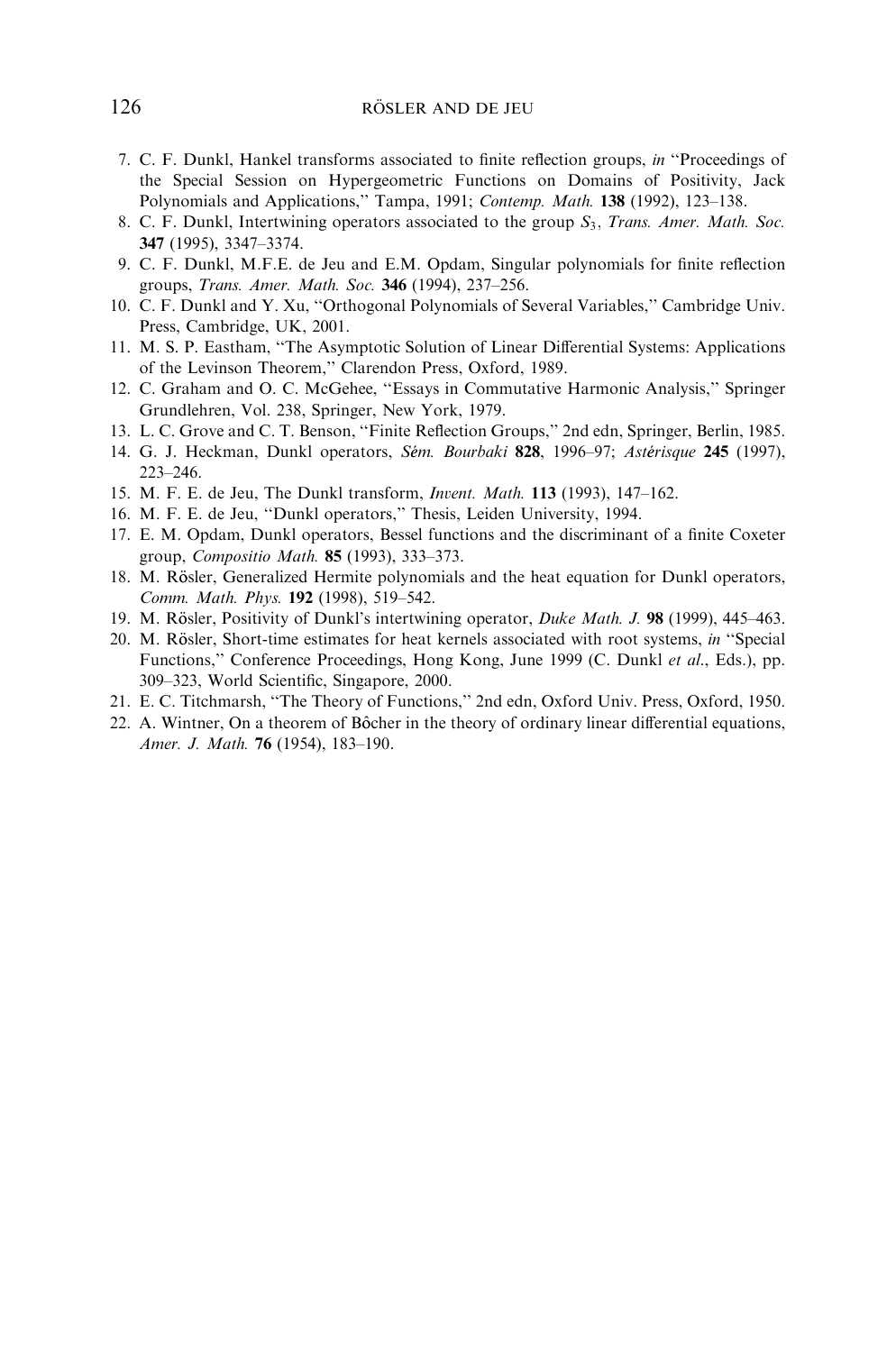7. C. F. Dunkl, Hankel transforms associated to finite reflection groups, *in* "Proceedings of the Special Session on Hypergeometric Functions on Domains of Positivity, Jack Polynomials and Applications," Tampa, 1991; *Contemp. Math.* **138** (1992), 123–138.
8. C. F. Dunkl, Intertwining operators associated to the group $S_3$, *Trans. Amer. Math. Soc.* **347** (1995), 3347–3374.
9. C. F. Dunkl, M.F.E. de Jeu and E.M. Opdam, Singular polynomials for finite reflection groups, *Trans. Amer. Math. Soc.* **346** (1994), 237–256.
10. C. F. Dunkl and Y. Xu, "Orthogonal Polynomials of Several Variables," Cambridge Univ. Press, Cambridge, UK, 2001.
11. M. S. P. Eastham, "The Asymptotic Solution of Linear Differential Systems: Applications of the Levinson Theorem," Clarendon Press, Oxford, 1989.
12. C. Graham and O. C. McGehee, "Essays in Commutative Harmonic Analysis," Springer Grundlehren, Vol. 238, Springer, New York, 1979.
13. L. C. Grove and C. T. Benson, "Finite Reflection Groups," 2nd edn, Springer, Berlin, 1985.
14. G. J. Heckman, Dunkl operators, *Sém. Bourbaki* **828**, 1996–97; *Astérisque* **245** (1997), 223–246.
15. M. F. E. de Jeu, The Dunkl transform, *Invent. Math.* **113** (1993), 147–162.
16. M. F. E. de Jeu, "Dunkl operators," Thesis, Leiden University, 1994.
17. E. M. Opdam, Dunkl operators, Bessel functions and the discriminant of a finite Coxeter group, *Compositio Math.* **85** (1993), 333–373.
18. M. Rösler, Generalized Hermite polynomials and the heat equation for Dunkl operators, *Comm. Math. Phys.* **192** (1998), 519–542.
19. M. Rösler, Positivity of Dunkl's intertwining operator, *Duke Math. J.* **98** (1999), 445–463.
20. M. Rösler, Short-time estimates for heat kernels associated with root systems, *in* "Special Functions," Conference Proceedings, Hong Kong, June 1999 (C. Dunkl *et al.*, Eds.), pp. 309–323, World Scientific, Singapore, 2000.
21. E. C. Titchmarsh, "The Theory of Functions," 2nd edn, Oxford Univ. Press, Oxford, 1950.
22. A. Wintner, On a theorem of Bôcher in the theory of ordinary linear differential equations, *Amer. J. Math.* **76** (1954), 183–190.